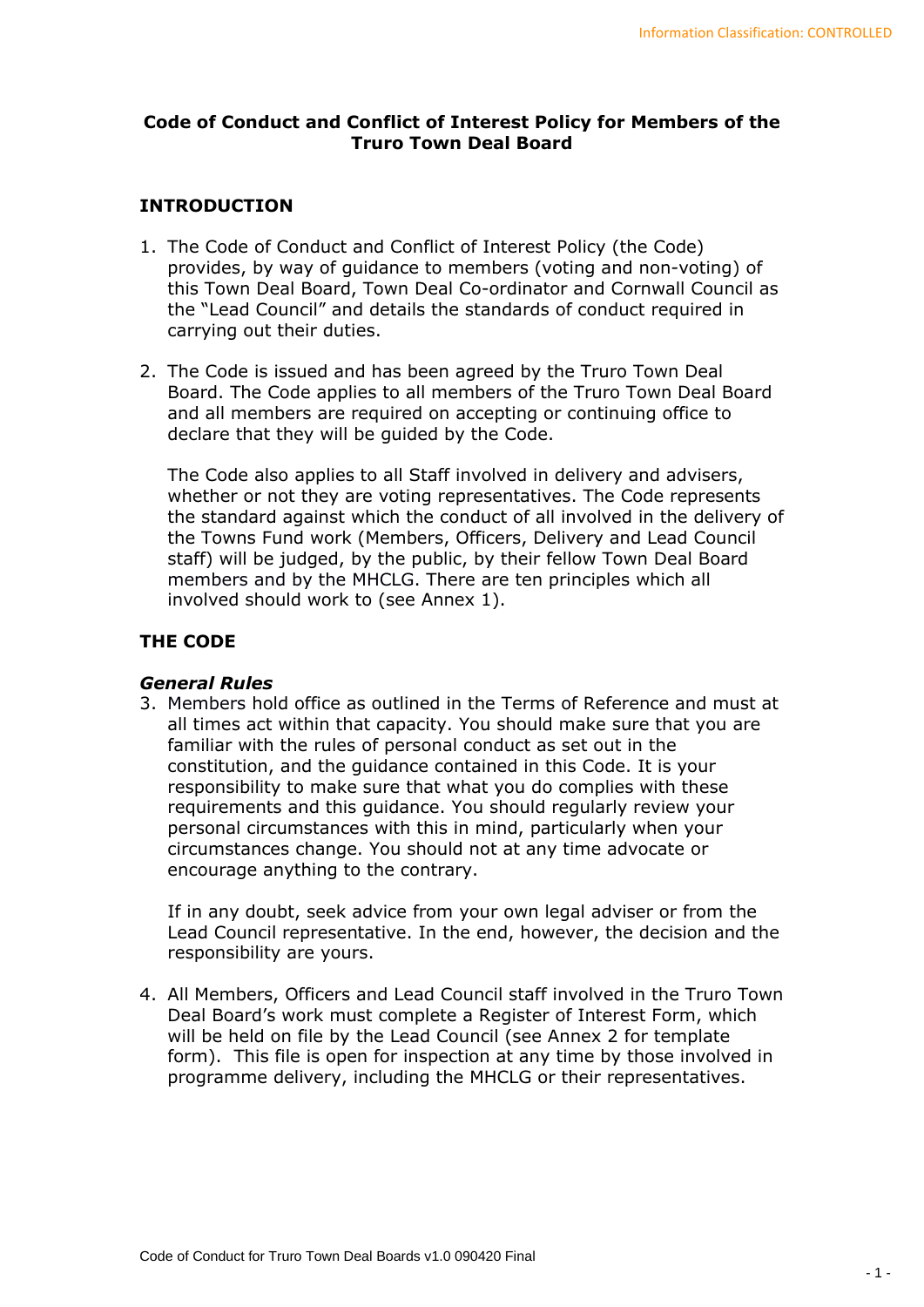# Code of Conduct and Conflict of Interest Policy for Members of the Truro Town Deal Board

## INTRODUCTION

1. The Code of Conduct and Conflict of Interest Policy (the Code) provides, by way of guidance to members (voting and non-voting) of this Town Deal Board, Town Deal Co-ordinator and Cornwall Council as the "Lead Council" and details the standards of conduct required in carrying out their duties.

2. The Code is issued and has been agreed by the Truro Town Deal Board. The Code applies to all members of the Truro Town Deal Board and all members are required on accepting or continuing office to declare that they will be guided by the Code.

   The Code also applies to all Staff involved in delivery and advisers, whether or not they are voting representatives. The Code represents the standard against which the conduct of all involved in the delivery of the Towns Fund work (Members, Officers, Delivery and Lead Council staff) will be judged, by the public, by their fellow Town Deal Board members and by the MHCLG. There are ten principles which all involved should work to (see Annex 1).

## THE CODE

### *General Rules*

3. Members hold office as outlined in the Terms of Reference and must at all times act within that capacity. You should make sure that you are familiar with the rules of personal conduct as set out in the constitution, and the guidance contained in this Code. It is your responsibility to make sure that what you do complies with these requirements and this guidance. You should regularly review your personal circumstances with this in mind, particularly when your circumstances change. You should not at any time advocate or encourage anything to the contrary.

   If in any doubt, seek advice from your own legal adviser or from the Lead Council representative. In the end, however, the decision and the responsibility are yours.

4. All Members, Officers and Lead Council staff involved in the Truro Town Deal Board's work must complete a Register of Interest Form, which will be held on file by the Lead Council (see Annex 2 for template form). This file is open for inspection at any time by those involved in programme delivery, including the MHCLG or their representatives.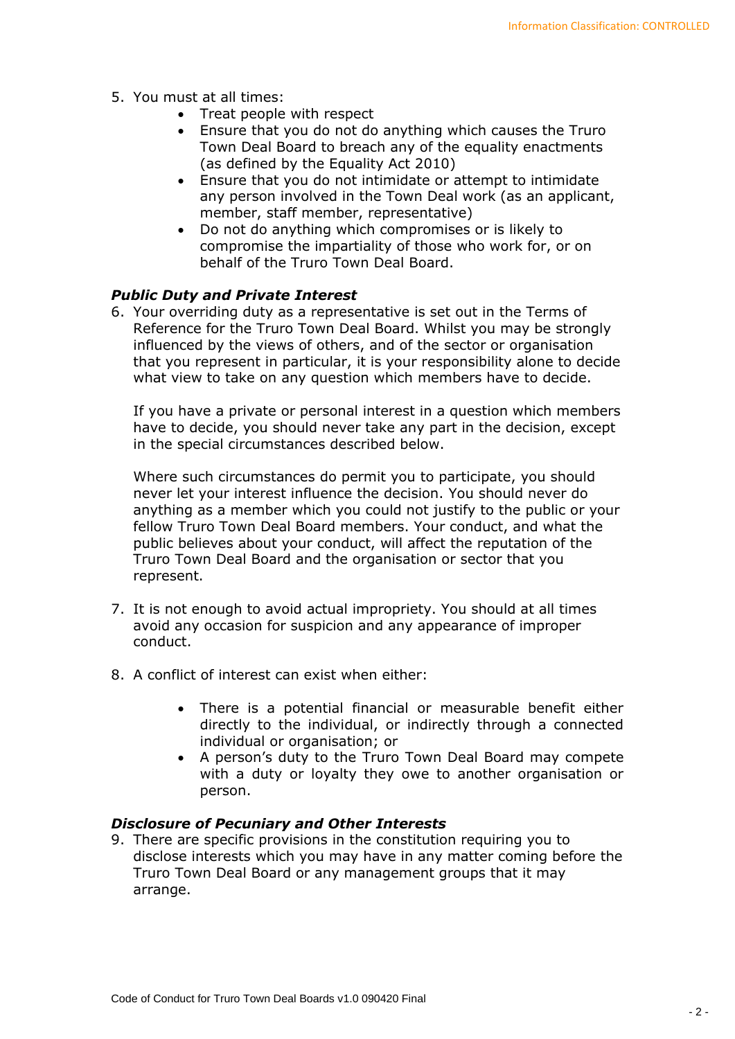5. You must at all times:
    - Treat people with respect
    - Ensure that you do not do anything which causes the Truro Town Deal Board to breach any of the equality enactments (as defined by the Equality Act 2010)
    - Ensure that you do not intimidate or attempt to intimidate any person involved in the Town Deal work (as an applicant, member, staff member, representative)
    - Do not do anything which compromises or is likely to compromise the impartiality of those who work for, or on behalf of the Truro Town Deal Board.

***Public Duty and Private Interest***

6. Your overriding duty as a representative is set out in the Terms of Reference for the Truro Town Deal Board. Whilst you may be strongly influenced by the views of others, and of the sector or organisation that you represent in particular, it is your responsibility alone to decide what view to take on any question which members have to decide.

   If you have a private or personal interest in a question which members have to decide, you should never take any part in the decision, except in the special circumstances described below.

   Where such circumstances do permit you to participate, you should never let your interest influence the decision. You should never do anything as a member which you could not justify to the public or your fellow Truro Town Deal Board members. Your conduct, and what the public believes about your conduct, will affect the reputation of the Truro Town Deal Board and the organisation or sector that you represent.

7. It is not enough to avoid actual impropriety. You should at all times avoid any occasion for suspicion and any appearance of improper conduct.

8. A conflict of interest can exist when either:
    - There is a potential financial or measurable benefit either directly to the individual, or indirectly through a connected individual or organisation; or
    - A person's duty to the Truro Town Deal Board may compete with a duty or loyalty they owe to another organisation or person.

***Disclosure of Pecuniary and Other Interests***

9. There are specific provisions in the constitution requiring you to disclose interests which you may have in any matter coming before the Truro Town Deal Board or any management groups that it may arrange.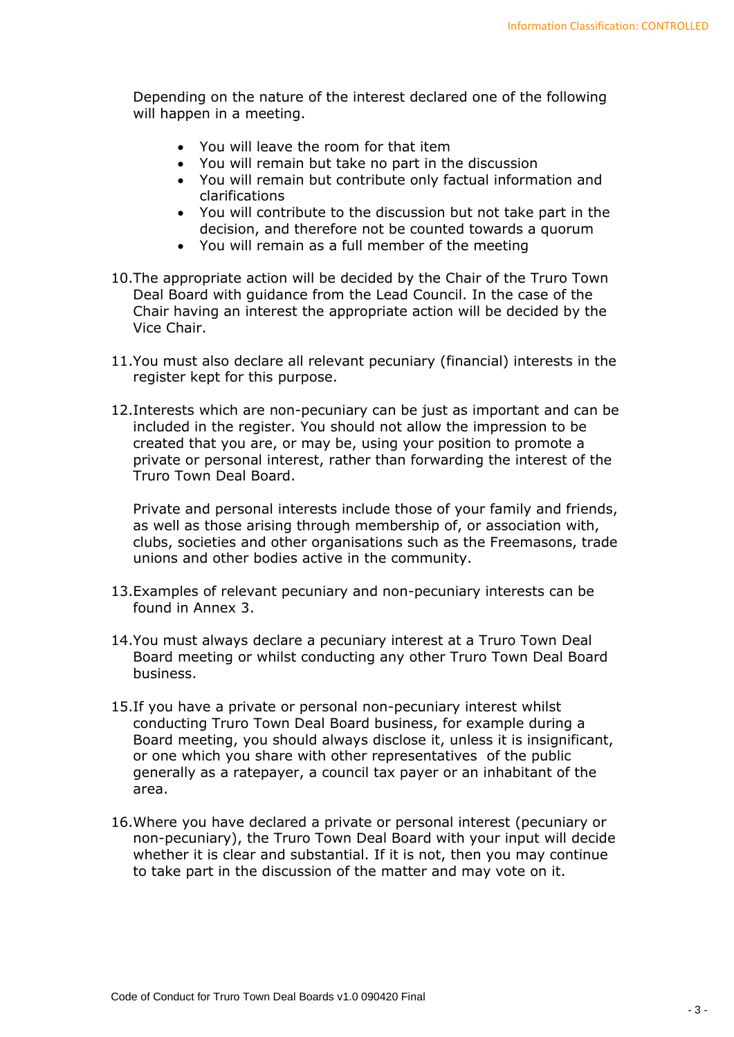Depending on the nature of the interest declared one of the following will happen in a meeting.

- You will leave the room for that item
- You will remain but take no part in the discussion
- You will remain but contribute only factual information and clarifications
- You will contribute to the discussion but not take part in the decision, and therefore not be counted towards a quorum
- You will remain as a full member of the meeting

10. The appropriate action will be decided by the Chair of the Truro Town Deal Board with guidance from the Lead Council. In the case of the Chair having an interest the appropriate action will be decided by the Vice Chair.

11. You must also declare all relevant pecuniary (financial) interests in the register kept for this purpose.

12. Interests which are non-pecuniary can be just as important and can be included in the register. You should not allow the impression to be created that you are, or may be, using your position to promote a private or personal interest, rather than forwarding the interest of the Truro Town Deal Board.

    Private and personal interests include those of your family and friends, as well as those arising through membership of, or association with, clubs, societies and other organisations such as the Freemasons, trade unions and other bodies active in the community.

13. Examples of relevant pecuniary and non-pecuniary interests can be found in Annex 3.

14. You must always declare a pecuniary interest at a Truro Town Deal Board meeting or whilst conducting any other Truro Town Deal Board business.

15. If you have a private or personal non-pecuniary interest whilst conducting Truro Town Deal Board business, for example during a Board meeting, you should always disclose it, unless it is insignificant, or one which you share with other representatives of the public generally as a ratepayer, a council tax payer or an inhabitant of the area.

16. Where you have declared a private or personal interest (pecuniary or non-pecuniary), the Truro Town Deal Board with your input will decide whether it is clear and substantial. If it is not, then you may continue to take part in the discussion of the matter and may vote on it.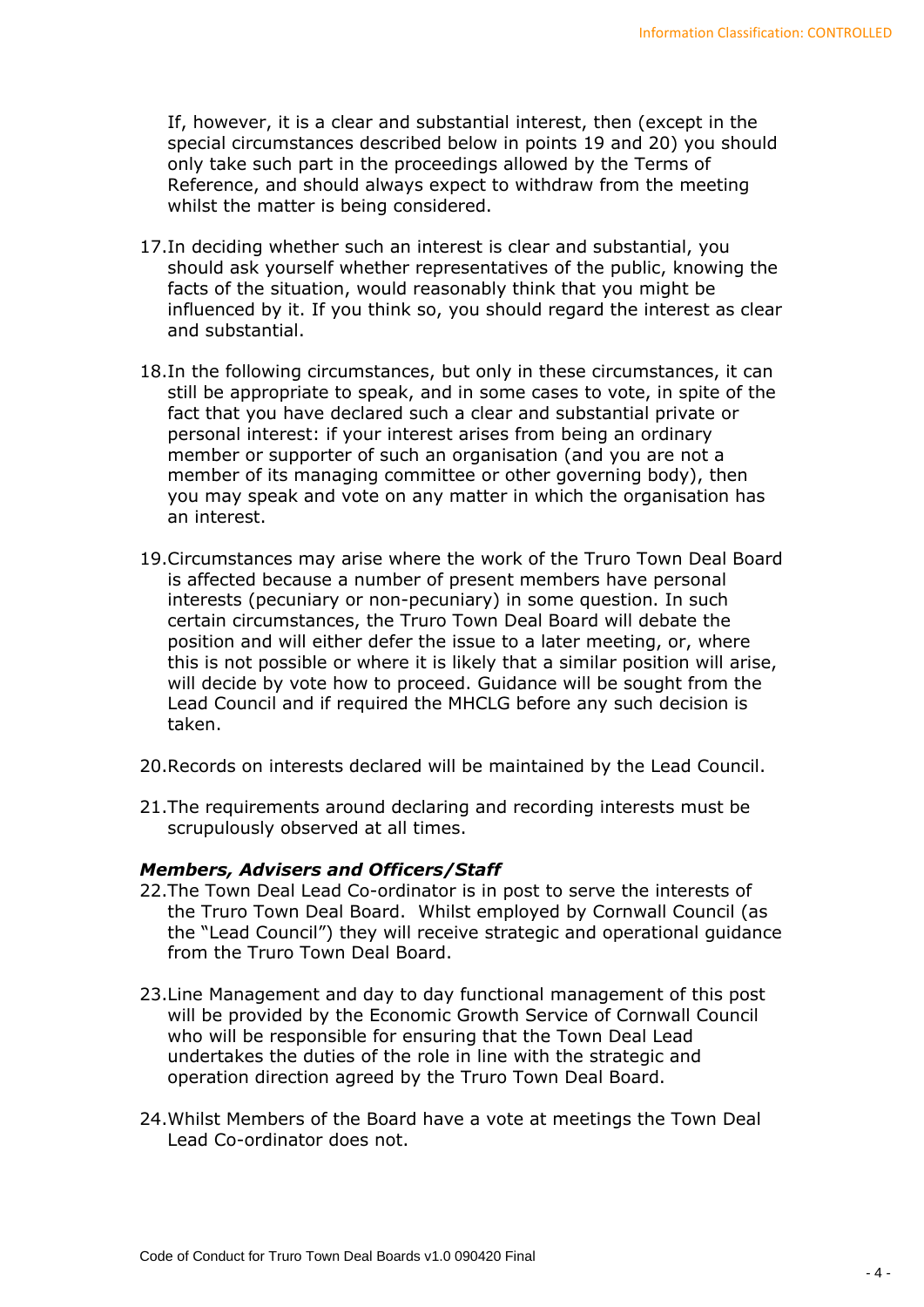If, however, it is a clear and substantial interest, then (except in the special circumstances described below in points 19 and 20) you should only take such part in the proceedings allowed by the Terms of Reference, and should always expect to withdraw from the meeting whilst the matter is being considered.

17. In deciding whether such an interest is clear and substantial, you should ask yourself whether representatives of the public, knowing the facts of the situation, would reasonably think that you might be influenced by it. If you think so, you should regard the interest as clear and substantial.

18. In the following circumstances, but only in these circumstances, it can still be appropriate to speak, and in some cases to vote, in spite of the fact that you have declared such a clear and substantial private or personal interest: if your interest arises from being an ordinary member or supporter of such an organisation (and you are not a member of its managing committee or other governing body), then you may speak and vote on any matter in which the organisation has an interest.

19. Circumstances may arise where the work of the Truro Town Deal Board is affected because a number of present members have personal interests (pecuniary or non-pecuniary) in some question. In such certain circumstances, the Truro Town Deal Board will debate the position and will either defer the issue to a later meeting, or, where this is not possible or where it is likely that a similar position will arise, will decide by vote how to proceed. Guidance will be sought from the Lead Council and if required the MHCLG before any such decision is taken.

20. Records on interests declared will be maintained by the Lead Council.

21. The requirements around declaring and recording interests must be scrupulously observed at all times.

***Members, Advisers and Officers/Staff***

22. The Town Deal Lead Co-ordinator is in post to serve the interests of the Truro Town Deal Board. Whilst employed by Cornwall Council (as the "Lead Council") they will receive strategic and operational guidance from the Truro Town Deal Board.

23. Line Management and day to day functional management of this post will be provided by the Economic Growth Service of Cornwall Council who will be responsible for ensuring that the Town Deal Lead undertakes the duties of the role in line with the strategic and operation direction agreed by the Truro Town Deal Board.

24. Whilst Members of the Board have a vote at meetings the Town Deal Lead Co-ordinator does not.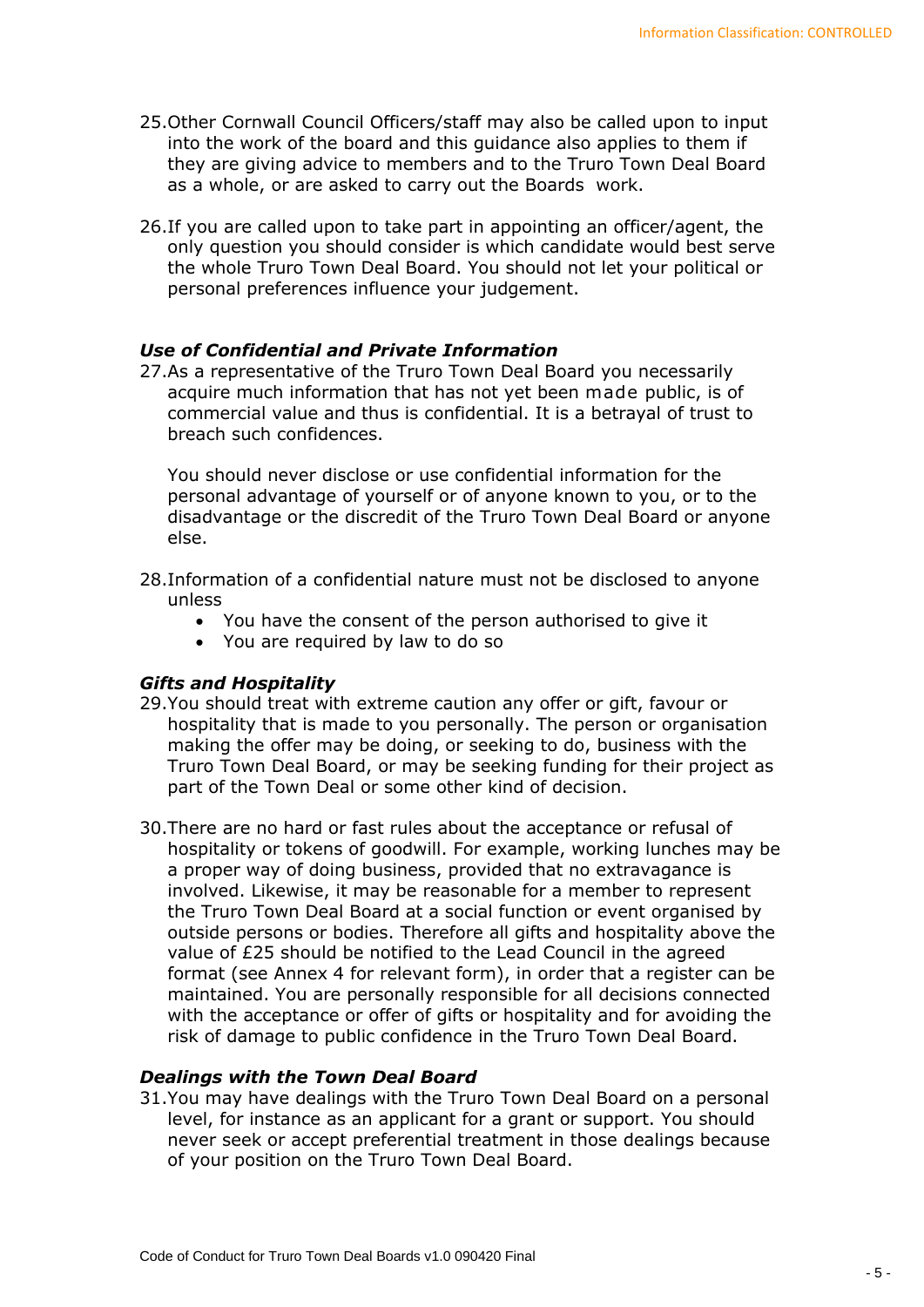25. Other Cornwall Council Officers/staff may also be called upon to input into the work of the board and this guidance also applies to them if they are giving advice to members and to the Truro Town Deal Board as a whole, or are asked to carry out the Boards work.

26. If you are called upon to take part in appointing an officer/agent, the only question you should consider is which candidate would best serve the whole Truro Town Deal Board. You should not let your political or personal preferences influence your judgement.

### *Use of Confidential and Private Information*

27. As a representative of the Truro Town Deal Board you necessarily acquire much information that has not yet been made public, is of commercial value and thus is confidential. It is a betrayal of trust to breach such confidences.

    You should never disclose or use confidential information for the personal advantage of yourself or of anyone known to you, or to the disadvantage or the discredit of the Truro Town Deal Board or anyone else.

28. Information of a confidential nature must not be disclosed to anyone unless
    - You have the consent of the person authorised to give it
    - You are required by law to do so

### *Gifts and Hospitality*

29. You should treat with extreme caution any offer or gift, favour or hospitality that is made to you personally. The person or organisation making the offer may be doing, or seeking to do, business with the Truro Town Deal Board, or may be seeking funding for their project as part of the Town Deal or some other kind of decision.

30. There are no hard or fast rules about the acceptance or refusal of hospitality or tokens of goodwill. For example, working lunches may be a proper way of doing business, provided that no extravagance is involved. Likewise, it may be reasonable for a member to represent the Truro Town Deal Board at a social function or event organised by outside persons or bodies. Therefore all gifts and hospitality above the value of £25 should be notified to the Lead Council in the agreed format (see Annex 4 for relevant form), in order that a register can be maintained. You are personally responsible for all decisions connected with the acceptance or offer of gifts or hospitality and for avoiding the risk of damage to public confidence in the Truro Town Deal Board.

### *Dealings with the Town Deal Board*

31. You may have dealings with the Truro Town Deal Board on a personal level, for instance as an applicant for a grant or support. You should never seek or accept preferential treatment in those dealings because of your position on the Truro Town Deal Board.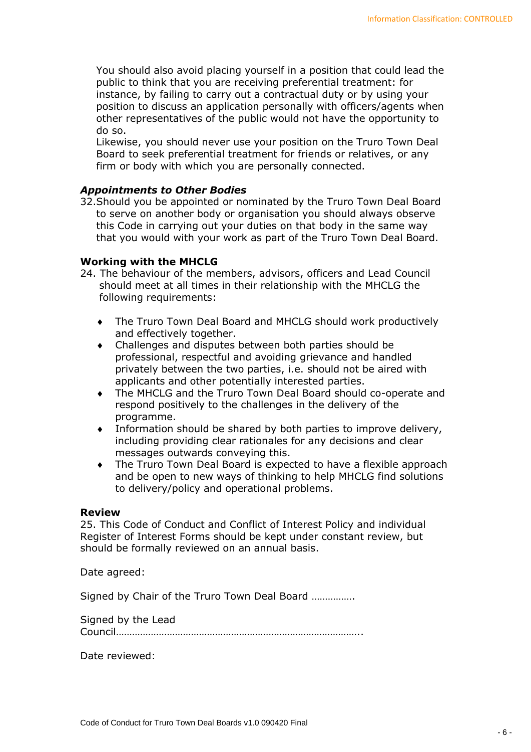You should also avoid placing yourself in a position that could lead the public to think that you are receiving preferential treatment: for instance, by failing to carry out a contractual duty or by using your position to discuss an application personally with officers/agents when other representatives of the public would not have the opportunity to do so.

Likewise, you should never use your position on the Truro Town Deal Board to seek preferential treatment for friends or relatives, or any firm or body with which you are personally connected.

***Appointments to Other Bodies***

32.Should you be appointed or nominated by the Truro Town Deal Board to serve on another body or organisation you should always observe this Code in carrying out your duties on that body in the same way that you would with your work as part of the Truro Town Deal Board.

**Working with the MHCLG**

24. The behaviour of the members, advisors, officers and Lead Council should meet at all times in their relationship with the MHCLG the following requirements:

- The Truro Town Deal Board and MHCLG should work productively and effectively together.
- Challenges and disputes between both parties should be professional, respectful and avoiding grievance and handled privately between the two parties, i.e. should not be aired with applicants and other potentially interested parties.
- The MHCLG and the Truro Town Deal Board should co-operate and respond positively to the challenges in the delivery of the programme.
- Information should be shared by both parties to improve delivery, including providing clear rationales for any decisions and clear messages outwards conveying this.
- The Truro Town Deal Board is expected to have a flexible approach and be open to new ways of thinking to help MHCLG find solutions to delivery/policy and operational problems.

**Review**

25. This Code of Conduct and Conflict of Interest Policy and individual Register of Interest Forms should be kept under constant review, but should be formally reviewed on an annual basis.

Date agreed:

Signed by Chair of the Truro Town Deal Board …………….

Signed by the Lead Council……………………………………………………………………………..

Date reviewed: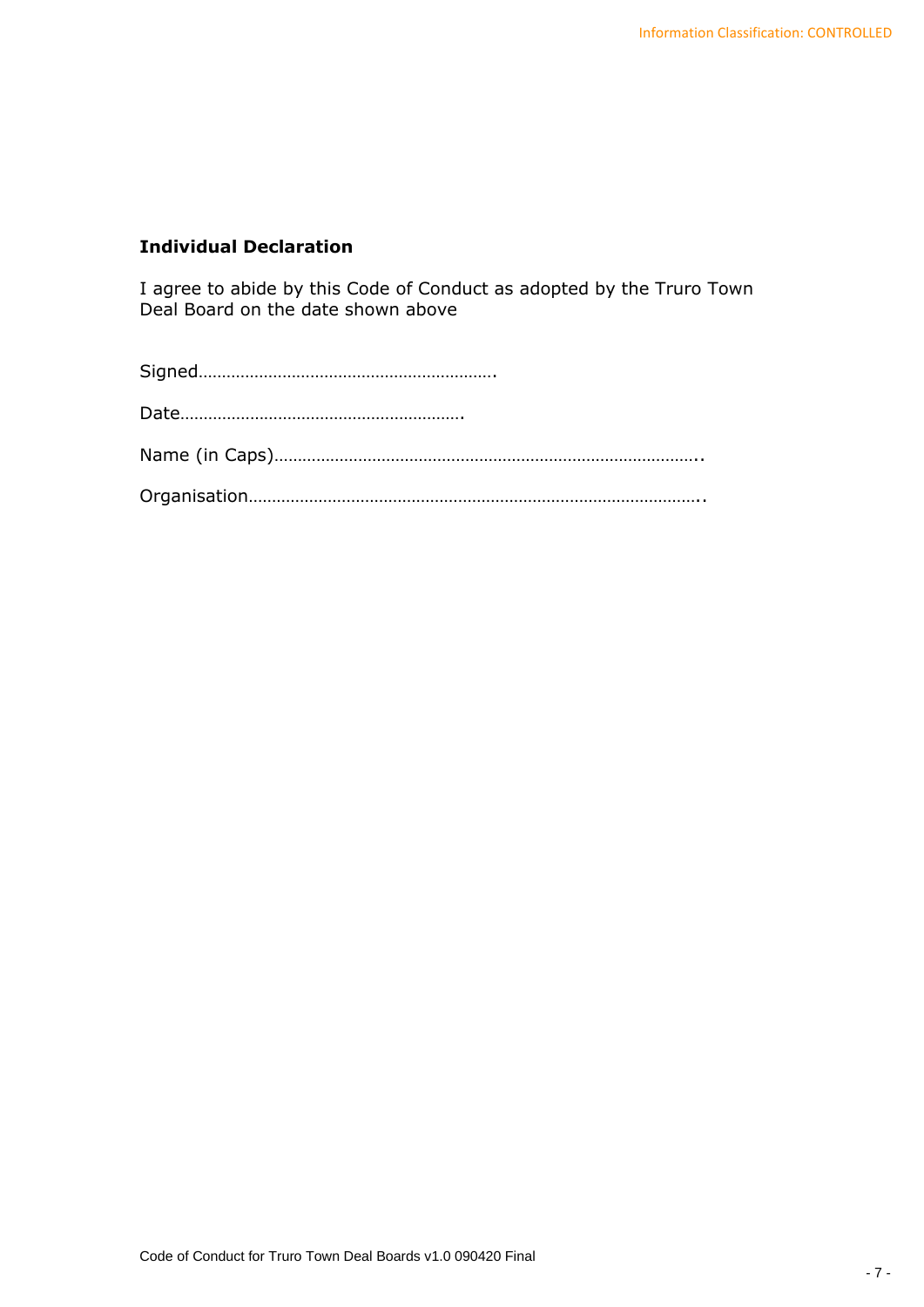**Individual Declaration**

I agree to abide by this Code of Conduct as adopted by the Truro Town Deal Board on the date shown above

Signed……………………………………………………….

Date…………………………………………………….

Name (in Caps)……………………………………………………………………………..

Organisation……………………………………………………………………………………..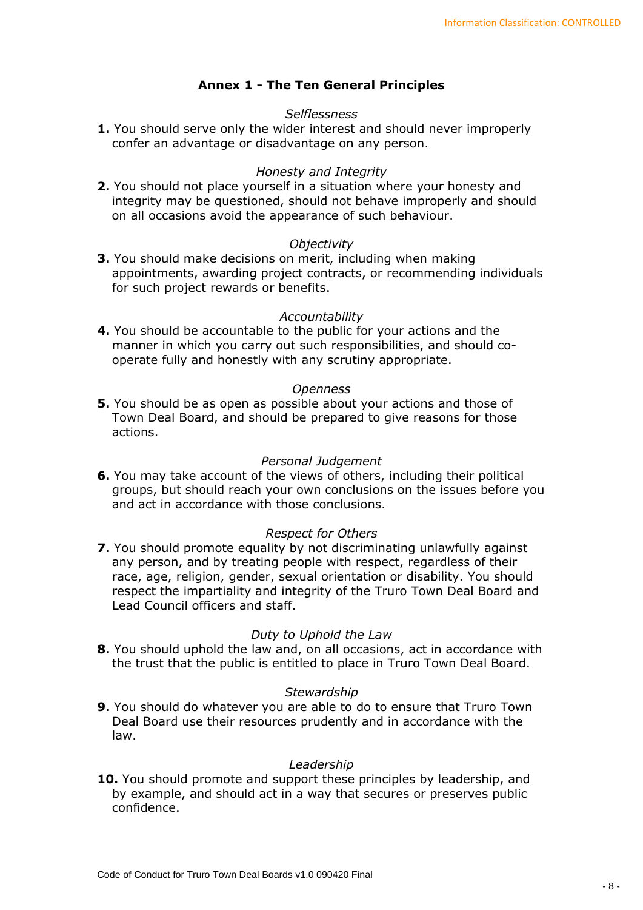## Annex 1 - The Ten General Principles

*Selflessness*

**1.** You should serve only the wider interest and should never improperly confer an advantage or disadvantage on any person.

*Honesty and Integrity*

**2.** You should not place yourself in a situation where your honesty and integrity may be questioned, should not behave improperly and should on all occasions avoid the appearance of such behaviour.

*Objectivity*

**3.** You should make decisions on merit, including when making appointments, awarding project contracts, or recommending individuals for such project rewards or benefits.

*Accountability*

**4.** You should be accountable to the public for your actions and the manner in which you carry out such responsibilities, and should co-operate fully and honestly with any scrutiny appropriate.

*Openness*

**5.** You should be as open as possible about your actions and those of Town Deal Board, and should be prepared to give reasons for those actions.

*Personal Judgement*

**6.** You may take account of the views of others, including their political groups, but should reach your own conclusions on the issues before you and act in accordance with those conclusions.

*Respect for Others*

**7.** You should promote equality by not discriminating unlawfully against any person, and by treating people with respect, regardless of their race, age, religion, gender, sexual orientation or disability. You should respect the impartiality and integrity of the Truro Town Deal Board and Lead Council officers and staff.

*Duty to Uphold the Law*

**8.** You should uphold the law and, on all occasions, act in accordance with the trust that the public is entitled to place in Truro Town Deal Board.

*Stewardship*

**9.** You should do whatever you are able to do to ensure that Truro Town Deal Board use their resources prudently and in accordance with the law.

*Leadership*

**10.** You should promote and support these principles by leadership, and by example, and should act in a way that secures or preserves public confidence.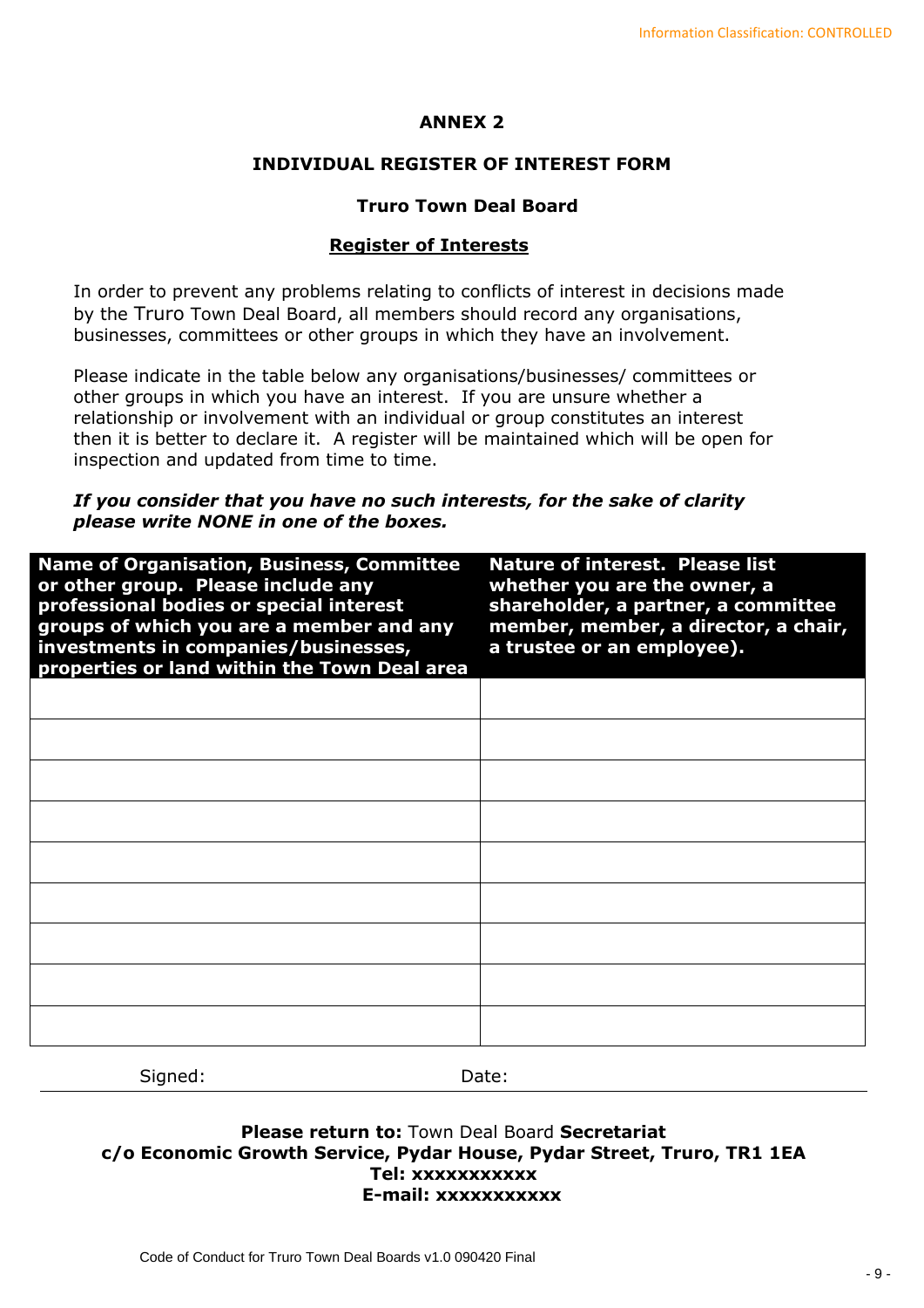**ANNEX 2**

**INDIVIDUAL REGISTER OF INTEREST FORM**

**Truro Town Deal Board**

**<u>Register of Interests</u>**

In order to prevent any problems relating to conflicts of interest in decisions made by the Truro Town Deal Board, all members should record any organisations, businesses, committees or other groups in which they have an involvement.

Please indicate in the table below any organisations/businesses/ committees or other groups in which you have an interest. If you are unsure whether a relationship or involvement with an individual or group constitutes an interest then it is better to declare it. A register will be maintained which will be open for inspection and updated from time to time.

***If you consider that you have no such interests, for the sake of clarity please write NONE in one of the boxes.***

| Name of Organisation, Business, Committee or other group. Please include any professional bodies or special interest groups of which you are a member and any investments in companies/businesses, properties or land within the Town Deal area | Nature of interest. Please list whether you are the owner, a shareholder, a partner, a committee member, member, a director, a chair, a trustee or an employee). |
|---|---|
| | |
| | |
| | |
| | |
| | |
| | |
| | |
| | |
| | |

Signed: Date:

**Please return to:** Town Deal Board **Secretariat**
**c/o Economic Growth Service, Pydar House, Pydar Street, Truro, TR1 1EA**
**Tel: xxxxxxxxxxx**
**E-mail: xxxxxxxxxxx**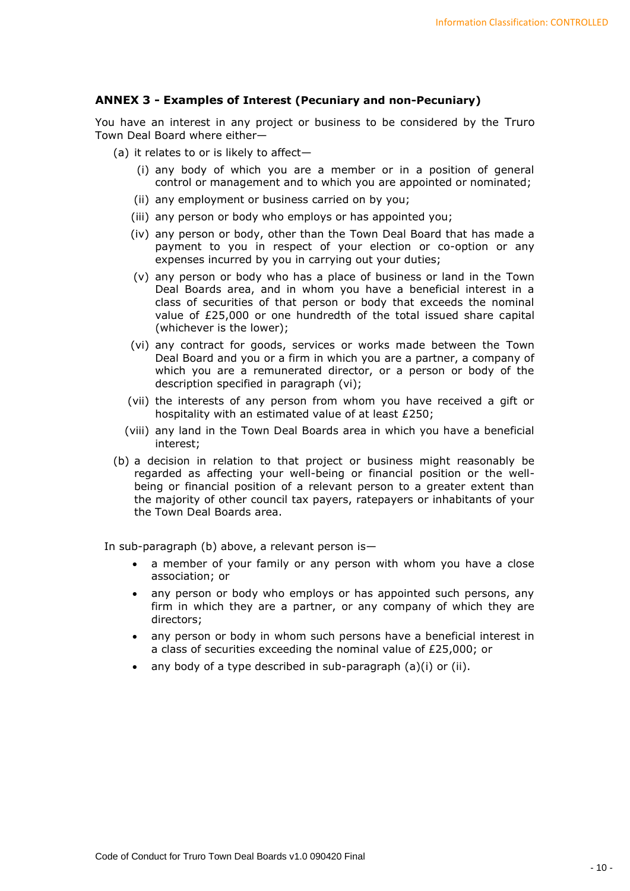### ANNEX 3 - Examples of Interest (Pecuniary and non-Pecuniary)

You have an interest in any project or business to be considered by the Truro Town Deal Board where either—

(a) it relates to or is likely to affect—

  (i) any body of which you are a member or in a position of general control or management and to which you are appointed or nominated;

  (ii) any employment or business carried on by you;

  (iii) any person or body who employs or has appointed you;

  (iv) any person or body, other than the Town Deal Board that has made a payment to you in respect of your election or co-option or any expenses incurred by you in carrying out your duties;

  (v) any person or body who has a place of business or land in the Town Deal Boards area, and in whom you have a beneficial interest in a class of securities of that person or body that exceeds the nominal value of £25,000 or one hundredth of the total issued share capital (whichever is the lower);

  (vi) any contract for goods, services or works made between the Town Deal Board and you or a firm in which you are a partner, a company of which you are a remunerated director, or a person or body of the description specified in paragraph (vi);

  (vii) the interests of any person from whom you have received a gift or hospitality with an estimated value of at least £250;

  (viii) any land in the Town Deal Boards area in which you have a beneficial interest;

(b) a decision in relation to that project or business might reasonably be regarded as affecting your well-being or financial position or the well-being or financial position of a relevant person to a greater extent than the majority of other council tax payers, ratepayers or inhabitants of your the Town Deal Boards area.

In sub-paragraph (b) above, a relevant person is—

- a member of your family or any person with whom you have a close association; or
- any person or body who employs or has appointed such persons, any firm in which they are a partner, or any company of which they are directors;
- any person or body in whom such persons have a beneficial interest in a class of securities exceeding the nominal value of £25,000; or
- any body of a type described in sub-paragraph (a)(i) or (ii).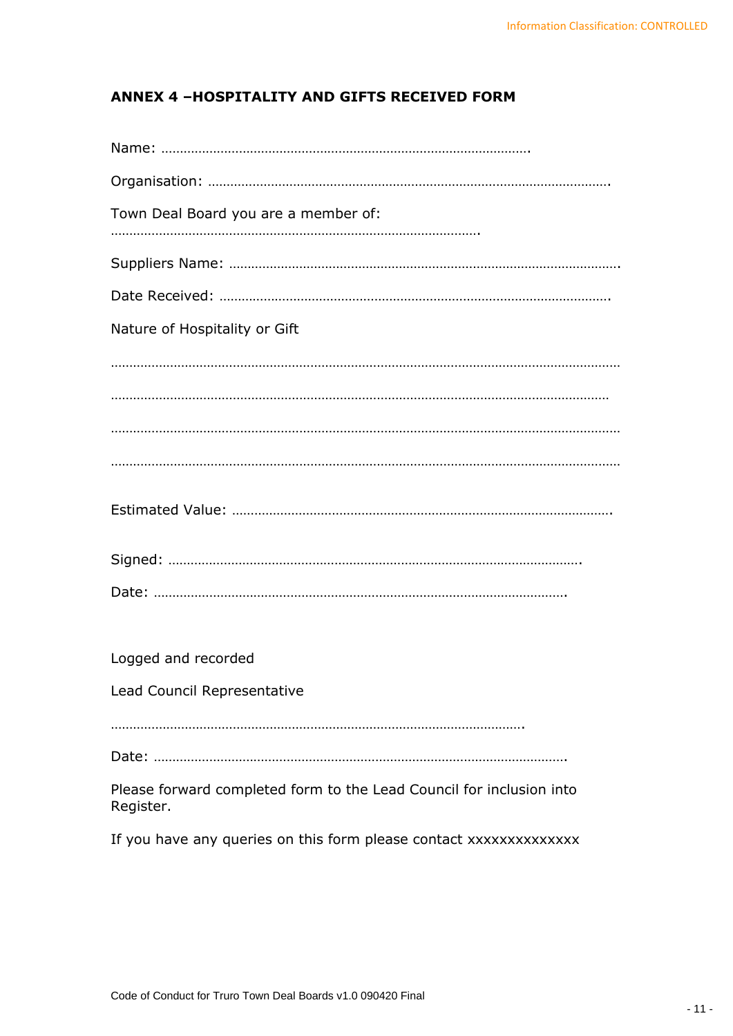## ANNEX 4 –HOSPITALITY AND GIFTS RECEIVED FORM

Name: ……………………………………………………………………………………….

Organisation: ……………………………………………………………………………………………….

Town Deal Board you are a member of:
……………………………………………………………………………………….

Suppliers Name: ……………………………………………………………………………………………….

Date Received: ……………………………………………………………………………………………….

Nature of Hospitality or Gift

………………………………………………………………………………………………………………………

……………………………………………………………………………………………………………………

………………………………………………………………………………………………………………………

………………………………………………………………………………………………………………………

Estimated Value: ………………………………………………………………………………………….

Signed: ………………………………………………………………………………………………….

Date: ………………………………………………………………………………………………….

Logged and recorded

Lead Council Representative

………………………………………………………………………………………………….

Date: ………………………………………………………………………………………………….

Please forward completed form to the Lead Council for inclusion into Register.

If you have any queries on this form please contact xxxxxxxxxxxxxx